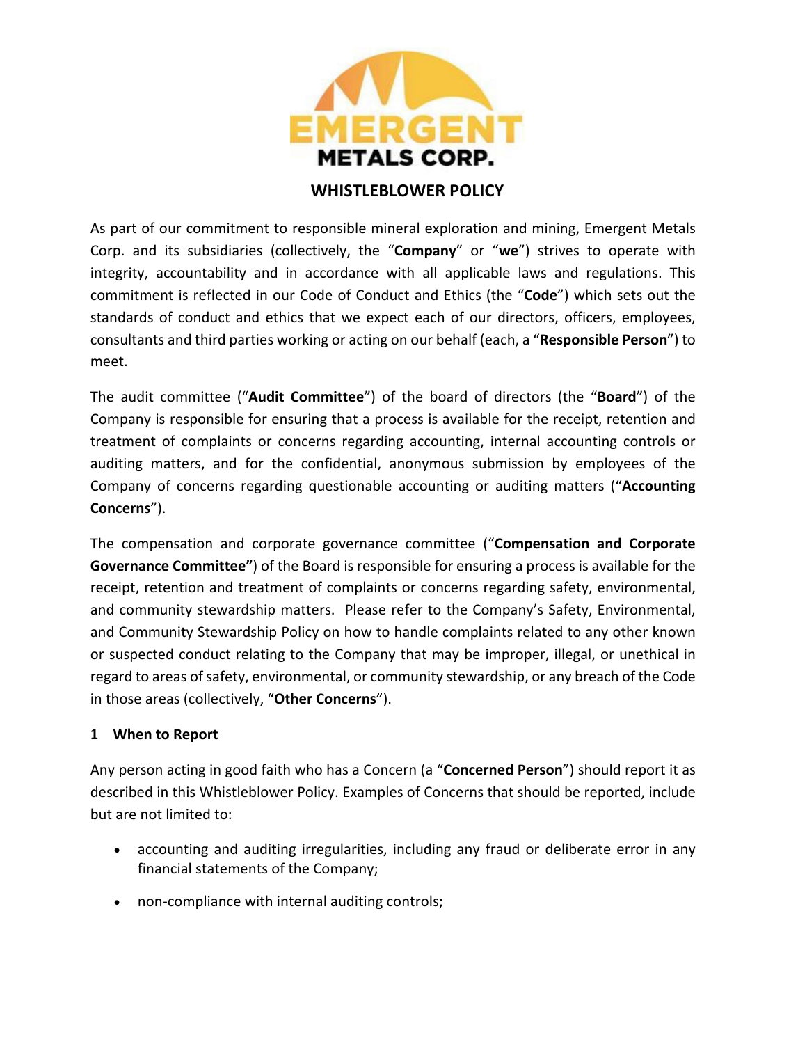# WHISTLEBLOWER POLICY

As part of our commitment to responsible mineral exploration and mining, Emergent Metals Corp. and its subsidiaries (collectively, the "**Company**" or "**we**") strives to operate with integrity, accountability and in accordance with all applicable laws and regulations. This commitment is reflected in our Code of Conduct and Ethics (the "**Code**") which sets out the standards of conduct and ethics that we expect each of our directors, officers, employees, consultants and third parties working or acting on our behalf (each, a "**Responsible Person**") to meet.

The audit committee ("**Audit Committee**") of the board of directors (the "**Board**") of the Company is responsible for ensuring that a process is available for the receipt, retention and treatment of complaints or concerns regarding accounting, internal accounting controls or auditing matters, and for the confidential, anonymous submission by employees of the Company of concerns regarding questionable accounting or auditing matters ("**Accounting Concerns**").

The compensation and corporate governance committee ("**Compensation and Corporate Governance Committee"**) of the Board is responsible for ensuring a process is available for the receipt, retention and treatment of complaints or concerns regarding safety, environmental, and community stewardship matters. Please refer to the Company's Safety, Environmental, and Community Stewardship Policy on how to handle complaints related to any other known or suspected conduct relating to the Company that may be improper, illegal, or unethical in regard to areas of safety, environmental, or community stewardship, or any breach of the Code in those areas (collectively, "**Other Concerns**").

## 1 When to Report

Any person acting in good faith who has a Concern (a "**Concerned Person**") should report it as described in this Whistleblower Policy. Examples of Concerns that should be reported, include but are not limited to:

- accounting and auditing irregularities, including any fraud or deliberate error in any financial statements of the Company;
- non-compliance with internal auditing controls;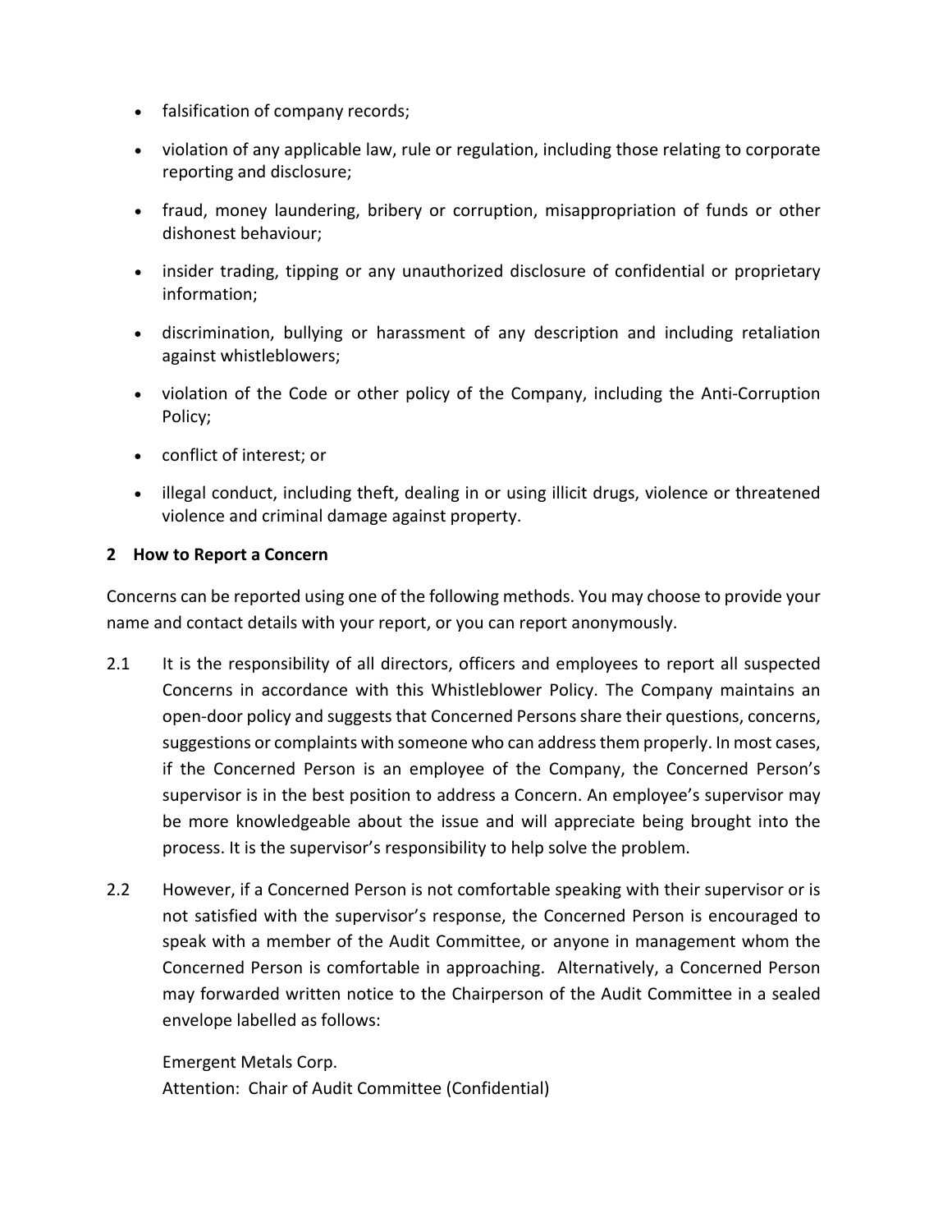- falsification of company records;
- violation of any applicable law, rule or regulation, including those relating to corporate reporting and disclosure;
- fraud, money laundering, bribery or corruption, misappropriation of funds or other dishonest behaviour;
- insider trading, tipping or any unauthorized disclosure of confidential or proprietary information;
- discrimination, bullying or harassment of any description and including retaliation against whistleblowers;
- violation of the Code or other policy of the Company, including the Anti-Corruption Policy;
- conflict of interest; or
- illegal conduct, including theft, dealing in or using illicit drugs, violence or threatened violence and criminal damage against property.

## 2 How to Report a Concern

Concerns can be reported using one of the following methods. You may choose to provide your name and contact details with your report, or you can report anonymously.

2.1 It is the responsibility of all directors, officers and employees to report all suspected Concerns in accordance with this Whistleblower Policy. The Company maintains an open-door policy and suggests that Concerned Persons share their questions, concerns, suggestions or complaints with someone who can address them properly. In most cases, if the Concerned Person is an employee of the Company, the Concerned Person's supervisor is in the best position to address a Concern. An employee's supervisor may be more knowledgeable about the issue and will appreciate being brought into the process. It is the supervisor's responsibility to help solve the problem.

2.2 However, if a Concerned Person is not comfortable speaking with their supervisor or is not satisfied with the supervisor's response, the Concerned Person is encouraged to speak with a member of the Audit Committee, or anyone in management whom the Concerned Person is comfortable in approaching. Alternatively, a Concerned Person may forwarded written notice to the Chairperson of the Audit Committee in a sealed envelope labelled as follows:

Emergent Metals Corp.
Attention: Chair of Audit Committee (Confidential)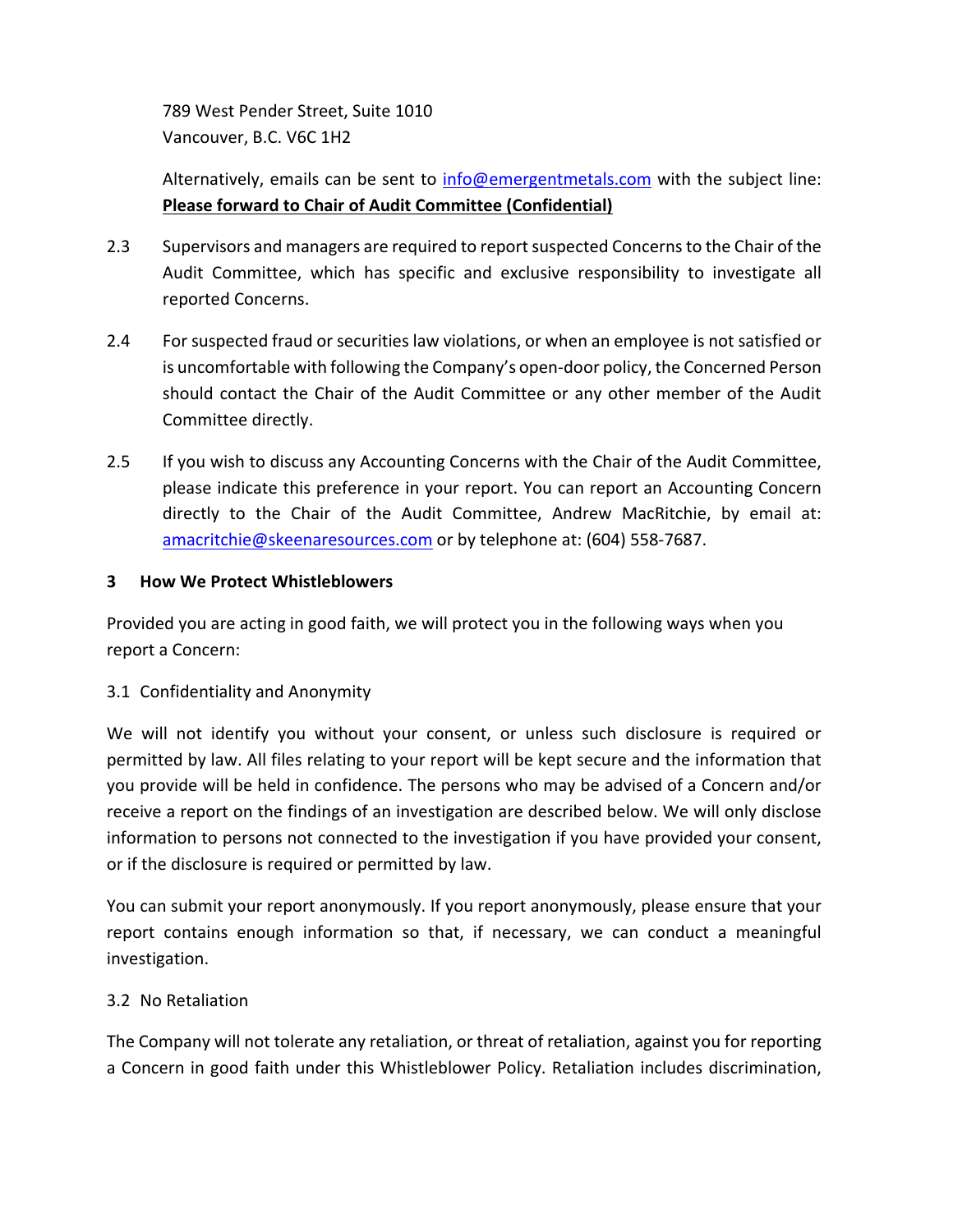789 West Pender Street, Suite 1010
Vancouver, B.C. V6C 1H2

Alternatively, emails can be sent to info@emergentmetals.com with the subject line: **Please forward to Chair of Audit Committee (Confidential)**

2.3 Supervisors and managers are required to report suspected Concerns to the Chair of the Audit Committee, which has specific and exclusive responsibility to investigate all reported Concerns.

2.4 For suspected fraud or securities law violations, or when an employee is not satisfied or is uncomfortable with following the Company's open-door policy, the Concerned Person should contact the Chair of the Audit Committee or any other member of the Audit Committee directly.

2.5 If you wish to discuss any Accounting Concerns with the Chair of the Audit Committee, please indicate this preference in your report. You can report an Accounting Concern directly to the Chair of the Audit Committee, Andrew MacRitchie, by email at: amacritchie@skeenaresources.com or by telephone at: (604) 558-7687.

## 3 How We Protect Whistleblowers

Provided you are acting in good faith, we will protect you in the following ways when you report a Concern:

### 3.1 Confidentiality and Anonymity

We will not identify you without your consent, or unless such disclosure is required or permitted by law. All files relating to your report will be kept secure and the information that you provide will be held in confidence. The persons who may be advised of a Concern and/or receive a report on the findings of an investigation are described below. We will only disclose information to persons not connected to the investigation if you have provided your consent, or if the disclosure is required or permitted by law.

You can submit your report anonymously. If you report anonymously, please ensure that your report contains enough information so that, if necessary, we can conduct a meaningful investigation.

### 3.2 No Retaliation

The Company will not tolerate any retaliation, or threat of retaliation, against you for reporting a Concern in good faith under this Whistleblower Policy. Retaliation includes discrimination,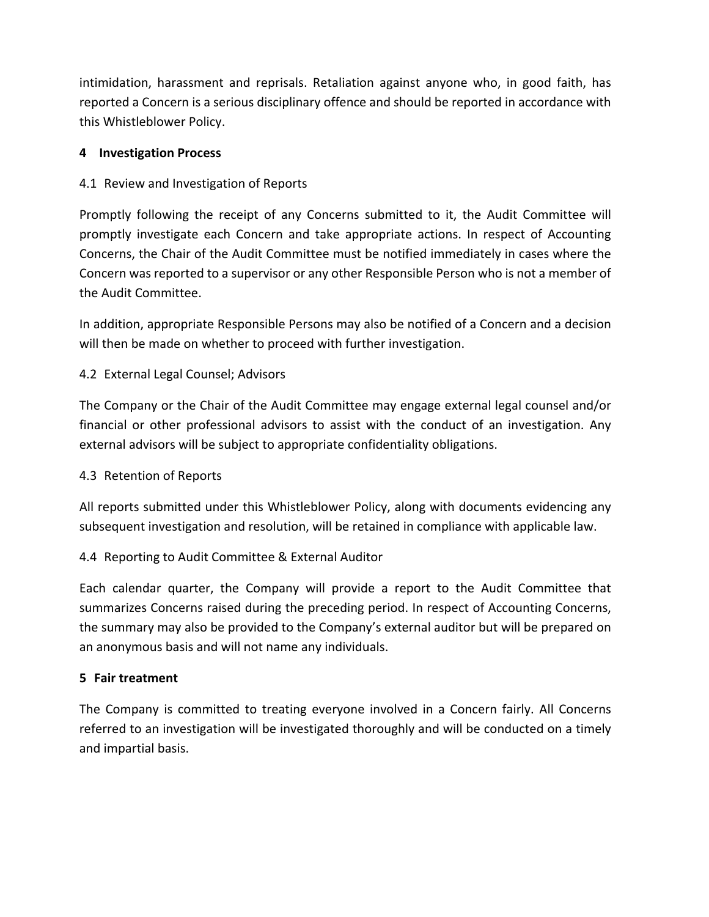intimidation, harassment and reprisals. Retaliation against anyone who, in good faith, has reported a Concern is a serious disciplinary offence and should be reported in accordance with this Whistleblower Policy.

## 4 Investigation Process

### 4.1 Review and Investigation of Reports

Promptly following the receipt of any Concerns submitted to it, the Audit Committee will promptly investigate each Concern and take appropriate actions. In respect of Accounting Concerns, the Chair of the Audit Committee must be notified immediately in cases where the Concern was reported to a supervisor or any other Responsible Person who is not a member of the Audit Committee.

In addition, appropriate Responsible Persons may also be notified of a Concern and a decision will then be made on whether to proceed with further investigation.

### 4.2 External Legal Counsel; Advisors

The Company or the Chair of the Audit Committee may engage external legal counsel and/or financial or other professional advisors to assist with the conduct of an investigation. Any external advisors will be subject to appropriate confidentiality obligations.

### 4.3 Retention of Reports

All reports submitted under this Whistleblower Policy, along with documents evidencing any subsequent investigation and resolution, will be retained in compliance with applicable law.

### 4.4 Reporting to Audit Committee & External Auditor

Each calendar quarter, the Company will provide a report to the Audit Committee that summarizes Concerns raised during the preceding period. In respect of Accounting Concerns, the summary may also be provided to the Company's external auditor but will be prepared on an anonymous basis and will not name any individuals.

## 5 Fair treatment

The Company is committed to treating everyone involved in a Concern fairly. All Concerns referred to an investigation will be investigated thoroughly and will be conducted on a timely and impartial basis.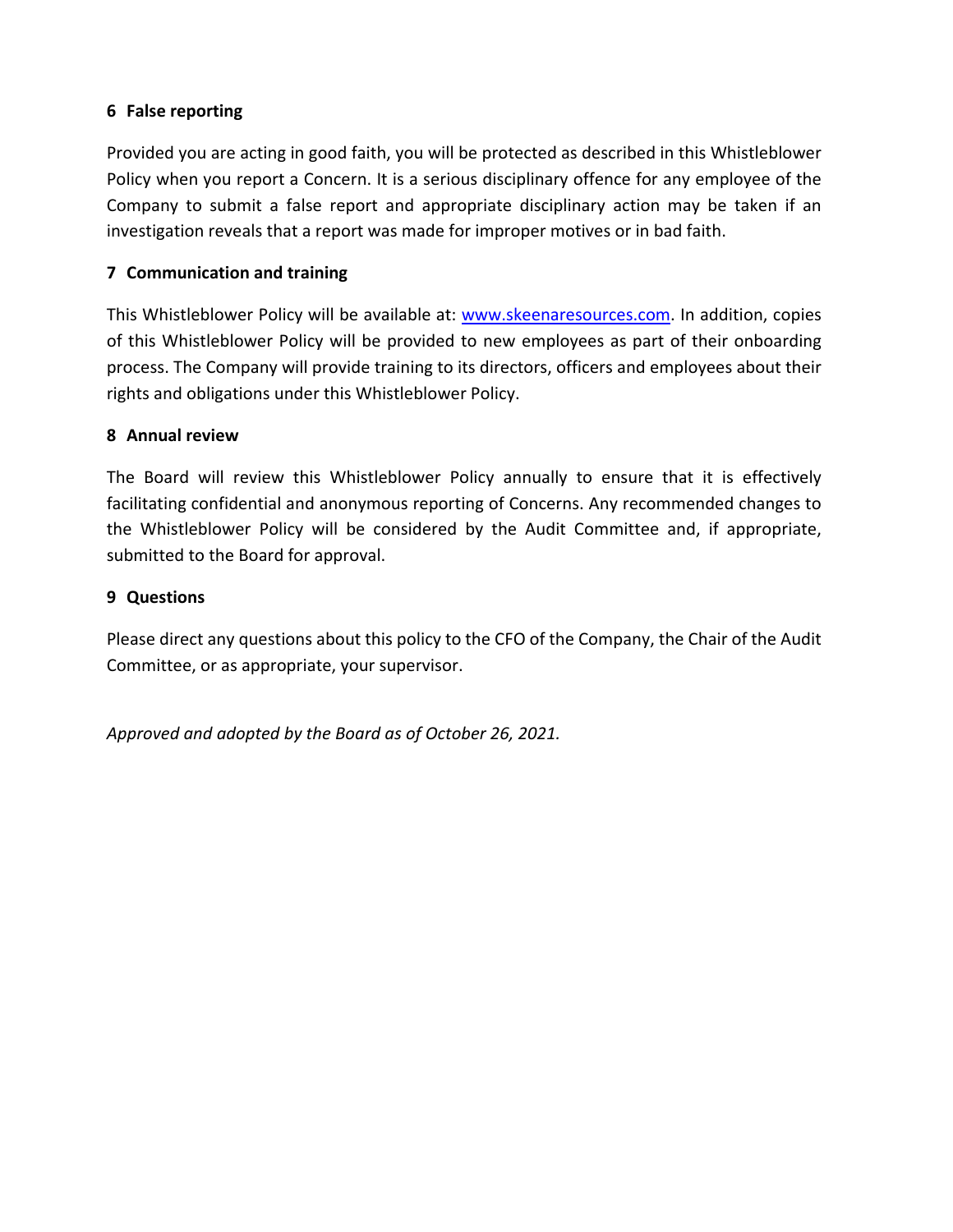## 6 False reporting

Provided you are acting in good faith, you will be protected as described in this Whistleblower Policy when you report a Concern. It is a serious disciplinary offence for any employee of the Company to submit a false report and appropriate disciplinary action may be taken if an investigation reveals that a report was made for improper motives or in bad faith.

## 7 Communication and training

This Whistleblower Policy will be available at: [www.skeenaresources.com](http://www.skeenaresources.com). In addition, copies of this Whistleblower Policy will be provided to new employees as part of their onboarding process. The Company will provide training to its directors, officers and employees about their rights and obligations under this Whistleblower Policy.

## 8 Annual review

The Board will review this Whistleblower Policy annually to ensure that it is effectively facilitating confidential and anonymous reporting of Concerns. Any recommended changes to the Whistleblower Policy will be considered by the Audit Committee and, if appropriate, submitted to the Board for approval.

## 9 Questions

Please direct any questions about this policy to the CFO of the Company, the Chair of the Audit Committee, or as appropriate, your supervisor.

*Approved and adopted by the Board as of October 26, 2021.*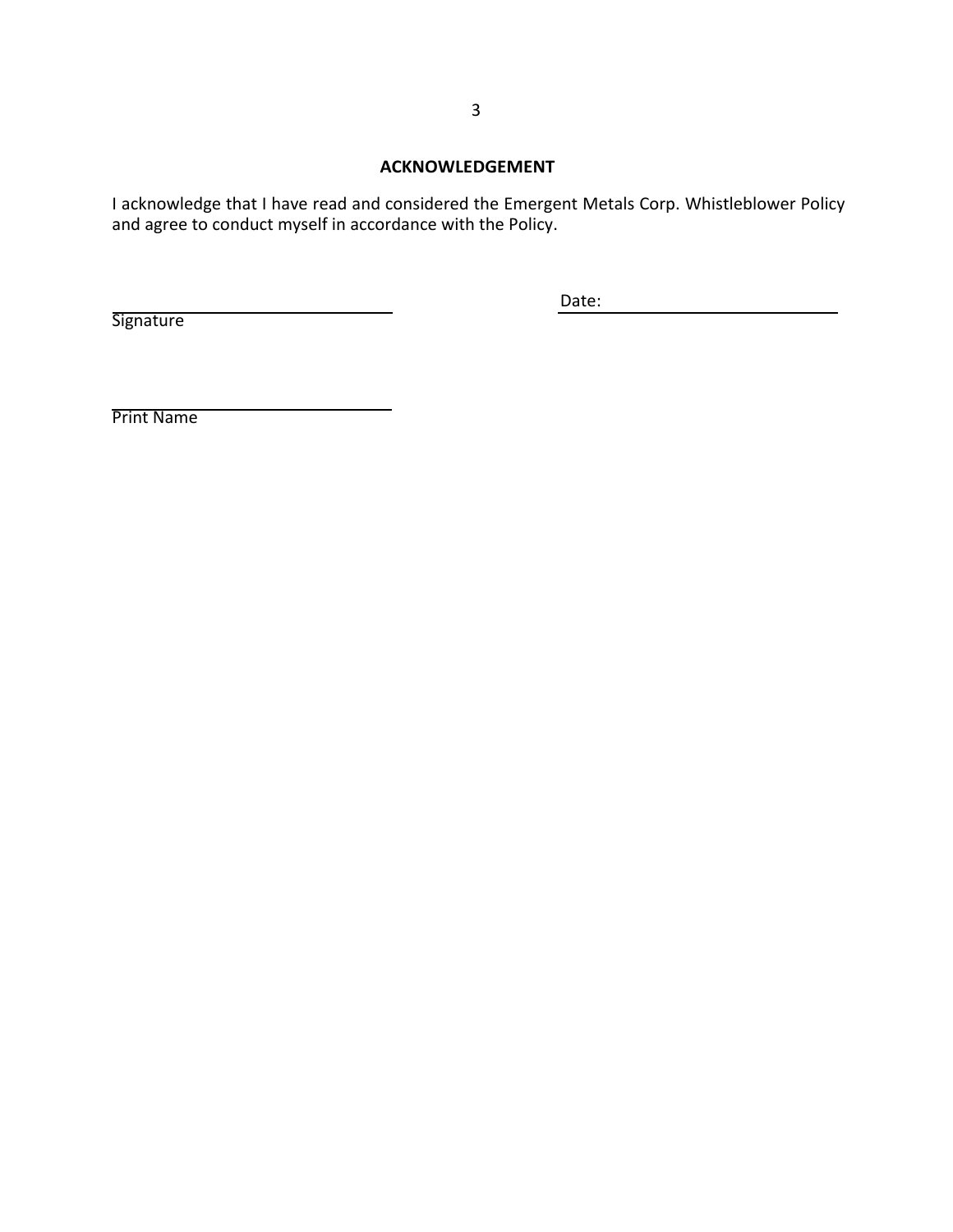## ACKNOWLEDGEMENT

I acknowledge that I have read and considered the Emergent Metals Corp. Whistleblower Policy and agree to conduct myself in accordance with the Policy.

______________________________
Signature

Date: ______________________________

______________________________
Print Name